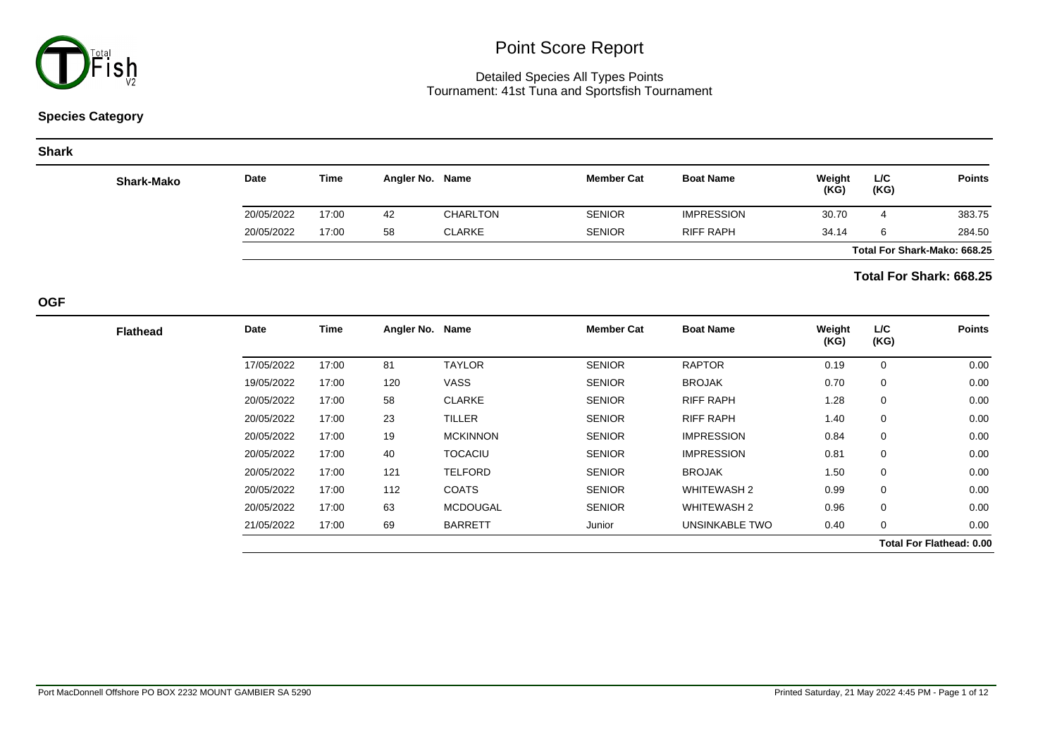# Point Score Report

Detailed Species All Types Points
Tournament: 41st Tuna and Sportsfish Tournament

## Species Category

### Shark

| Shark-Mako | Date | Time | Angler No. | Name | Member Cat | Boat Name | Weight (KG) | L/C (KG) | Points |
|---|---|---|---|---|---|---|---|---|---|
| | 20/05/2022 | 17:00 | 42 | CHARLTON | SENIOR | IMPRESSION | 30.70 | 4 | 383.75 |
| | 20/05/2022 | 17:00 | 58 | CLARKE | SENIOR | RIFF RAPH | 34.14 | 6 | 284.50 |

**Total For Shark-Mako: 668.25**

**Total For Shark: 668.25**

### OGF

| Flathead | Date | Time | Angler No. | Name | Member Cat | Boat Name | Weight (KG) | L/C (KG) | Points |
|---|---|---|---|---|---|---|---|---|---|
| | 17/05/2022 | 17:00 | 81 | TAYLOR | SENIOR | RAPTOR | 0.19 | 0 | 0.00 |
| | 19/05/2022 | 17:00 | 120 | VASS | SENIOR | BROJAK | 0.70 | 0 | 0.00 |
| | 20/05/2022 | 17:00 | 58 | CLARKE | SENIOR | RIFF RAPH | 1.28 | 0 | 0.00 |
| | 20/05/2022 | 17:00 | 23 | TILLER | SENIOR | RIFF RAPH | 1.40 | 0 | 0.00 |
| | 20/05/2022 | 17:00 | 19 | MCKINNON | SENIOR | IMPRESSION | 0.84 | 0 | 0.00 |
| | 20/05/2022 | 17:00 | 40 | TOCACIU | SENIOR | IMPRESSION | 0.81 | 0 | 0.00 |
| | 20/05/2022 | 17:00 | 121 | TELFORD | SENIOR | BROJAK | 1.50 | 0 | 0.00 |
| | 20/05/2022 | 17:00 | 112 | COATS | SENIOR | WHITEWASH 2 | 0.99 | 0 | 0.00 |
| | 20/05/2022 | 17:00 | 63 | MCDOUGAL | SENIOR | WHITEWASH 2 | 0.96 | 0 | 0.00 |
| | 21/05/2022 | 17:00 | 69 | BARRETT | Junior | UNSINKABLE TWO | 0.40 | 0 | 0.00 |

**Total For Flathead: 0.00**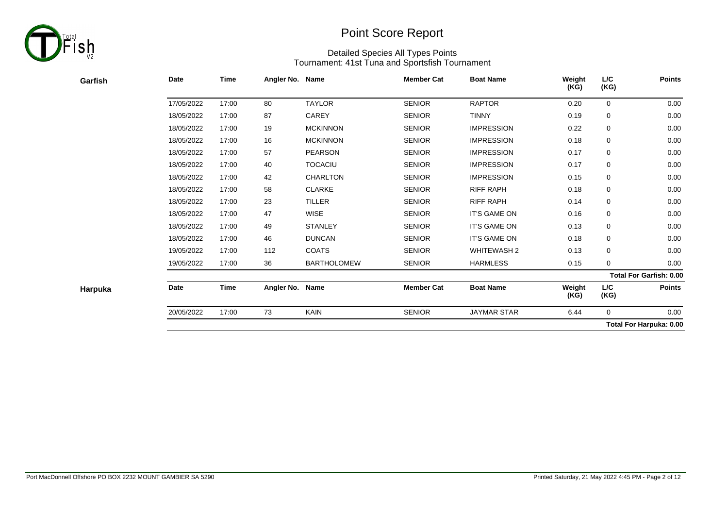# Point Score Report

## Detailed Species All Types Points

Tournament: 41st Tuna and Sportsfish Tournament

### Garfish

| Date | Time | Angler No. | Name | Member Cat | Boat Name | Weight (KG) | L/C (KG) | Points |
|---|---|---|---|---|---|---|---|---|
| 17/05/2022 | 17:00 | 80 | TAYLOR | SENIOR | RAPTOR | 0.20 | 0 | 0.00 |
| 18/05/2022 | 17:00 | 87 | CAREY | SENIOR | TINNY | 0.19 | 0 | 0.00 |
| 18/05/2022 | 17:00 | 19 | MCKINNON | SENIOR | IMPRESSION | 0.22 | 0 | 0.00 |
| 18/05/2022 | 17:00 | 16 | MCKINNON | SENIOR | IMPRESSION | 0.18 | 0 | 0.00 |
| 18/05/2022 | 17:00 | 57 | PEARSON | SENIOR | IMPRESSION | 0.17 | 0 | 0.00 |
| 18/05/2022 | 17:00 | 40 | TOCACIU | SENIOR | IMPRESSION | 0.17 | 0 | 0.00 |
| 18/05/2022 | 17:00 | 42 | CHARLTON | SENIOR | IMPRESSION | 0.15 | 0 | 0.00 |
| 18/05/2022 | 17:00 | 58 | CLARKE | SENIOR | RIFF RAPH | 0.18 | 0 | 0.00 |
| 18/05/2022 | 17:00 | 23 | TILLER | SENIOR | RIFF RAPH | 0.14 | 0 | 0.00 |
| 18/05/2022 | 17:00 | 47 | WISE | SENIOR | IT'S GAME ON | 0.16 | 0 | 0.00 |
| 18/05/2022 | 17:00 | 49 | STANLEY | SENIOR | IT'S GAME ON | 0.13 | 0 | 0.00 |
| 18/05/2022 | 17:00 | 46 | DUNCAN | SENIOR | IT'S GAME ON | 0.18 | 0 | 0.00 |
| 19/05/2022 | 17:00 | 112 | COATS | SENIOR | WHITEWASH 2 | 0.13 | 0 | 0.00 |
| 19/05/2022 | 17:00 | 36 | BARTHOLOMEW | SENIOR | HARMLESS | 0.15 | 0 | 0.00 |
| | | | | | | | | **Total For Garfish: 0.00** |

### Harpuka

| Date | Time | Angler No. | Name | Member Cat | Boat Name | Weight (KG) | L/C (KG) | Points |
|---|---|---|---|---|---|---|---|---|
| 20/05/2022 | 17:00 | 73 | KAIN | SENIOR | JAYMAR STAR | 6.44 | 0 | 0.00 |
| | | | | | | | | **Total For Harpuka: 0.00** |

Port MacDonnell Offshore PO BOX 2232 MOUNT GAMBIER SA 5290

Printed Saturday, 21 May 2022 4:45 PM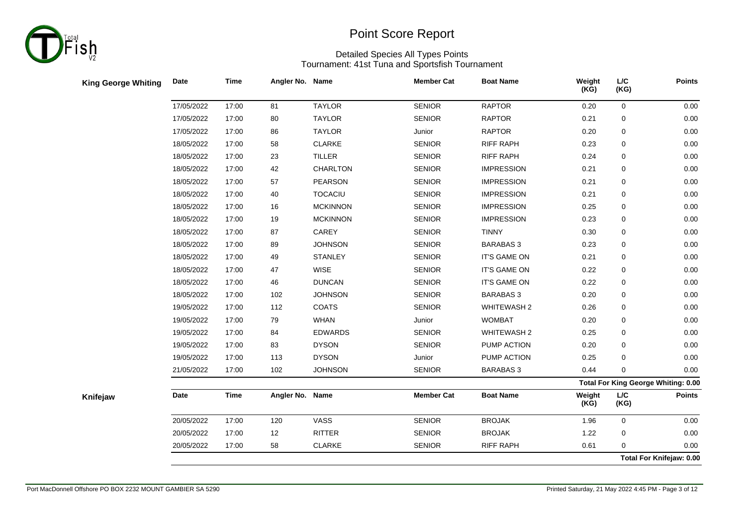# Point Score Report

## Detailed Species All Types Points
## Tournament: 41st Tuna and Sportsfish Tournament

### King George Whiting

| Date | Time | Angler No. | Name | Member Cat | Boat Name | Weight (KG) | L/C (KG) | Points |
|---|---|---|---|---|---|---|---|---|
| 17/05/2022 | 17:00 | 81 | TAYLOR | SENIOR | RAPTOR | 0.20 | 0 | 0.00 |
| 17/05/2022 | 17:00 | 80 | TAYLOR | SENIOR | RAPTOR | 0.21 | 0 | 0.00 |
| 17/05/2022 | 17:00 | 86 | TAYLOR | Junior | RAPTOR | 0.20 | 0 | 0.00 |
| 18/05/2022 | 17:00 | 58 | CLARKE | SENIOR | RIFF RAPH | 0.23 | 0 | 0.00 |
| 18/05/2022 | 17:00 | 23 | TILLER | SENIOR | RIFF RAPH | 0.24 | 0 | 0.00 |
| 18/05/2022 | 17:00 | 42 | CHARLTON | SENIOR | IMPRESSION | 0.21 | 0 | 0.00 |
| 18/05/2022 | 17:00 | 57 | PEARSON | SENIOR | IMPRESSION | 0.21 | 0 | 0.00 |
| 18/05/2022 | 17:00 | 40 | TOCACIU | SENIOR | IMPRESSION | 0.21 | 0 | 0.00 |
| 18/05/2022 | 17:00 | 16 | MCKINNON | SENIOR | IMPRESSION | 0.25 | 0 | 0.00 |
| 18/05/2022 | 17:00 | 19 | MCKINNON | SENIOR | IMPRESSION | 0.23 | 0 | 0.00 |
| 18/05/2022 | 17:00 | 87 | CAREY | SENIOR | TINNY | 0.30 | 0 | 0.00 |
| 18/05/2022 | 17:00 | 89 | JOHNSON | SENIOR | BARABAS 3 | 0.23 | 0 | 0.00 |
| 18/05/2022 | 17:00 | 49 | STANLEY | SENIOR | IT'S GAME ON | 0.21 | 0 | 0.00 |
| 18/05/2022 | 17:00 | 47 | WISE | SENIOR | IT'S GAME ON | 0.22 | 0 | 0.00 |
| 18/05/2022 | 17:00 | 46 | DUNCAN | SENIOR | IT'S GAME ON | 0.22 | 0 | 0.00 |
| 18/05/2022 | 17:00 | 102 | JOHNSON | SENIOR | BARABAS 3 | 0.20 | 0 | 0.00 |
| 19/05/2022 | 17:00 | 112 | COATS | SENIOR | WHITEWASH 2 | 0.26 | 0 | 0.00 |
| 19/05/2022 | 17:00 | 79 | WHAN | Junior | WOMBAT | 0.20 | 0 | 0.00 |
| 19/05/2022 | 17:00 | 84 | EDWARDS | SENIOR | WHITEWASH 2 | 0.25 | 0 | 0.00 |
| 19/05/2022 | 17:00 | 83 | DYSON | SENIOR | PUMP ACTION | 0.20 | 0 | 0.00 |
| 19/05/2022 | 17:00 | 113 | DYSON | Junior | PUMP ACTION | 0.25 | 0 | 0.00 |
| 21/05/2022 | 17:00 | 102 | JOHNSON | SENIOR | BARABAS 3 | 0.44 | 0 | 0.00 |

**Total For King George Whiting: 0.00**

### Knifejaw

| Date | Time | Angler No. | Name | Member Cat | Boat Name | Weight (KG) | L/C (KG) | Points |
|---|---|---|---|---|---|---|---|---|
| 20/05/2022 | 17:00 | 120 | VASS | SENIOR | BROJAK | 1.96 | 0 | 0.00 |
| 20/05/2022 | 17:00 | 12 | RITTER | SENIOR | BROJAK | 1.22 | 0 | 0.00 |
| 20/05/2022 | 17:00 | 58 | CLARKE | SENIOR | RIFF RAPH | 0.61 | 0 | 0.00 |

**Total For Knifejaw: 0.00**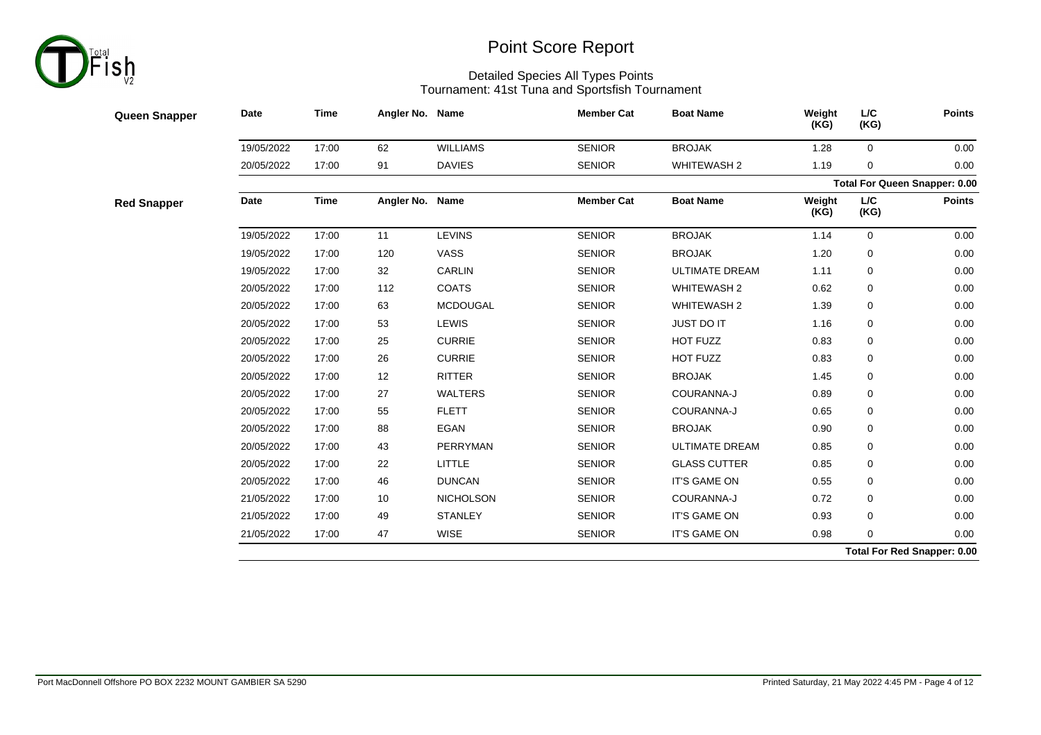# Point Score Report

## Detailed Species All Types Points

Tournament: 41st Tuna and Sportsfish Tournament

### Queen Snapper

| Date | Time | Angler No. | Name | Member Cat | Boat Name | Weight (KG) | L/C (KG) | Points |
|---|---|---|---|---|---|---|---|---|
| 19/05/2022 | 17:00 | 62 | WILLIAMS | SENIOR | BROJAK | 1.28 | 0 | 0.00 |
| 20/05/2022 | 17:00 | 91 | DAVIES | SENIOR | WHITEWASH 2 | 1.19 | 0 | 0.00 |

**Total For Queen Snapper: 0.00**

### Red Snapper

| Date | Time | Angler No. | Name | Member Cat | Boat Name | Weight (KG) | L/C (KG) | Points |
|---|---|---|---|---|---|---|---|---|
| 19/05/2022 | 17:00 | 11 | LEVINS | SENIOR | BROJAK | 1.14 | 0 | 0.00 |
| 19/05/2022 | 17:00 | 120 | VASS | SENIOR | BROJAK | 1.20 | 0 | 0.00 |
| 19/05/2022 | 17:00 | 32 | CARLIN | SENIOR | ULTIMATE DREAM | 1.11 | 0 | 0.00 |
| 20/05/2022 | 17:00 | 112 | COATS | SENIOR | WHITEWASH 2 | 0.62 | 0 | 0.00 |
| 20/05/2022 | 17:00 | 63 | MCDOUGAL | SENIOR | WHITEWASH 2 | 1.39 | 0 | 0.00 |
| 20/05/2022 | 17:00 | 53 | LEWIS | SENIOR | JUST DO IT | 1.16 | 0 | 0.00 |
| 20/05/2022 | 17:00 | 25 | CURRIE | SENIOR | HOT FUZZ | 0.83 | 0 | 0.00 |
| 20/05/2022 | 17:00 | 26 | CURRIE | SENIOR | HOT FUZZ | 0.83 | 0 | 0.00 |
| 20/05/2022 | 17:00 | 12 | RITTER | SENIOR | BROJAK | 1.45 | 0 | 0.00 |
| 20/05/2022 | 17:00 | 27 | WALTERS | SENIOR | COURANNA-J | 0.89 | 0 | 0.00 |
| 20/05/2022 | 17:00 | 55 | FLETT | SENIOR | COURANNA-J | 0.65 | 0 | 0.00 |
| 20/05/2022 | 17:00 | 88 | EGAN | SENIOR | BROJAK | 0.90 | 0 | 0.00 |
| 20/05/2022 | 17:00 | 43 | PERRYMAN | SENIOR | ULTIMATE DREAM | 0.85 | 0 | 0.00 |
| 20/05/2022 | 17:00 | 22 | LITTLE | SENIOR | GLASS CUTTER | 0.85 | 0 | 0.00 |
| 20/05/2022 | 17:00 | 46 | DUNCAN | SENIOR | IT'S GAME ON | 0.55 | 0 | 0.00 |
| 21/05/2022 | 17:00 | 10 | NICHOLSON | SENIOR | COURANNA-J | 0.72 | 0 | 0.00 |
| 21/05/2022 | 17:00 | 49 | STANLEY | SENIOR | IT'S GAME ON | 0.93 | 0 | 0.00 |
| 21/05/2022 | 17:00 | 47 | WISE | SENIOR | IT'S GAME ON | 0.98 | 0 | 0.00 |

**Total For Red Snapper: 0.00**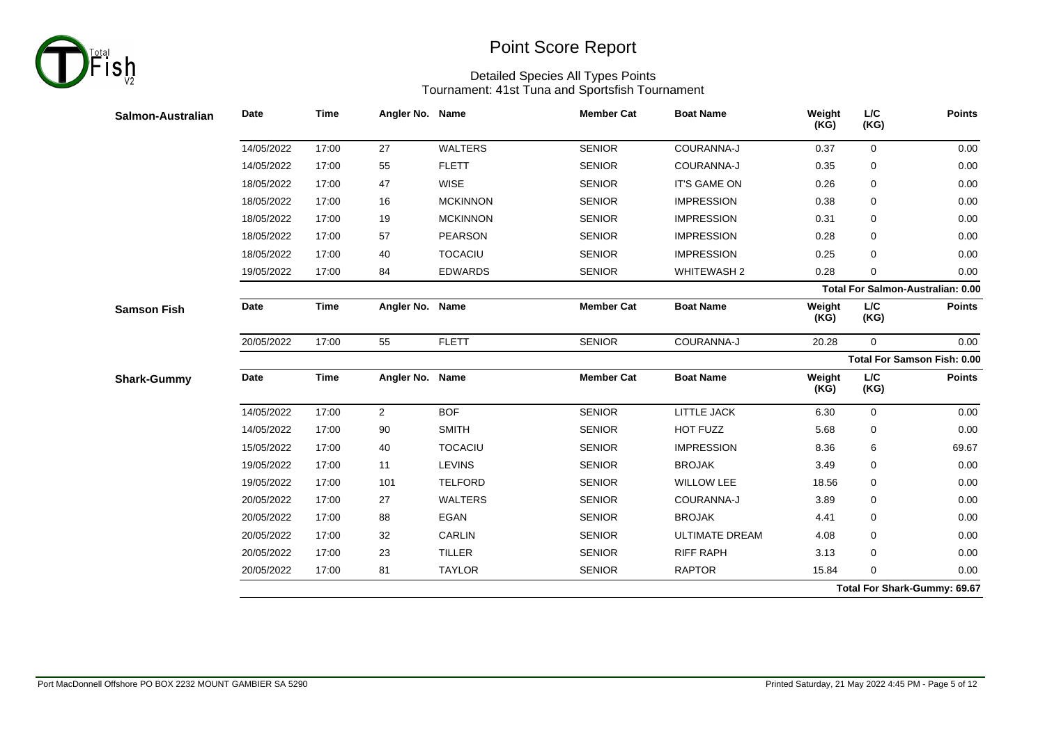# Point Score Report

Detailed Species All Types Points
Tournament: 41st Tuna and Sportsfish Tournament

**Salmon-Australian**

| Date | Time | Angler No. | Name | Member Cat | Boat Name | Weight (KG) | L/C (KG) | Points |
|---|---|---|---|---|---|---|---|---|
| 14/05/2022 | 17:00 | 27 | WALTERS | SENIOR | COURANNA-J | 0.37 | 0 | 0.00 |
| 14/05/2022 | 17:00 | 55 | FLETT | SENIOR | COURANNA-J | 0.35 | 0 | 0.00 |
| 18/05/2022 | 17:00 | 47 | WISE | SENIOR | IT'S GAME ON | 0.26 | 0 | 0.00 |
| 18/05/2022 | 17:00 | 16 | MCKINNON | SENIOR | IMPRESSION | 0.38 | 0 | 0.00 |
| 18/05/2022 | 17:00 | 19 | MCKINNON | SENIOR | IMPRESSION | 0.31 | 0 | 0.00 |
| 18/05/2022 | 17:00 | 57 | PEARSON | SENIOR | IMPRESSION | 0.28 | 0 | 0.00 |
| 18/05/2022 | 17:00 | 40 | TOCACIU | SENIOR | IMPRESSION | 0.25 | 0 | 0.00 |
| 19/05/2022 | 17:00 | 84 | EDWARDS | SENIOR | WHITEWASH 2 | 0.28 | 0 | 0.00 |

**Total For Salmon-Australian: 0.00**

**Samson Fish**

| Date | Time | Angler No. | Name | Member Cat | Boat Name | Weight (KG) | L/C (KG) | Points |
|---|---|---|---|---|---|---|---|---|
| 20/05/2022 | 17:00 | 55 | FLETT | SENIOR | COURANNA-J | 20.28 | 0 | 0.00 |

**Total For Samson Fish: 0.00**

**Shark-Gummy**

| Date | Time | Angler No. | Name | Member Cat | Boat Name | Weight (KG) | L/C (KG) | Points |
|---|---|---|---|---|---|---|---|---|
| 14/05/2022 | 17:00 | 2 | BOF | SENIOR | LITTLE JACK | 6.30 | 0 | 0.00 |
| 14/05/2022 | 17:00 | 90 | SMITH | SENIOR | HOT FUZZ | 5.68 | 0 | 0.00 |
| 15/05/2022 | 17:00 | 40 | TOCACIU | SENIOR | IMPRESSION | 8.36 | 6 | 69.67 |
| 19/05/2022 | 17:00 | 11 | LEVINS | SENIOR | BROJAK | 3.49 | 0 | 0.00 |
| 19/05/2022 | 17:00 | 101 | TELFORD | SENIOR | WILLOW LEE | 18.56 | 0 | 0.00 |
| 20/05/2022 | 17:00 | 27 | WALTERS | SENIOR | COURANNA-J | 3.89 | 0 | 0.00 |
| 20/05/2022 | 17:00 | 88 | EGAN | SENIOR | BROJAK | 4.41 | 0 | 0.00 |
| 20/05/2022 | 17:00 | 32 | CARLIN | SENIOR | ULTIMATE DREAM | 4.08 | 0 | 0.00 |
| 20/05/2022 | 17:00 | 23 | TILLER | SENIOR | RIFF RAPH | 3.13 | 0 | 0.00 |
| 20/05/2022 | 17:00 | 81 | TAYLOR | SENIOR | RAPTOR | 15.84 | 0 | 0.00 |

**Total For Shark-Gummy: 69.67**

Port MacDonnell Offshore PO BOX 2232 MOUNT GAMBIER SA 5290

Printed Saturday, 21 May 2022 4:45 PM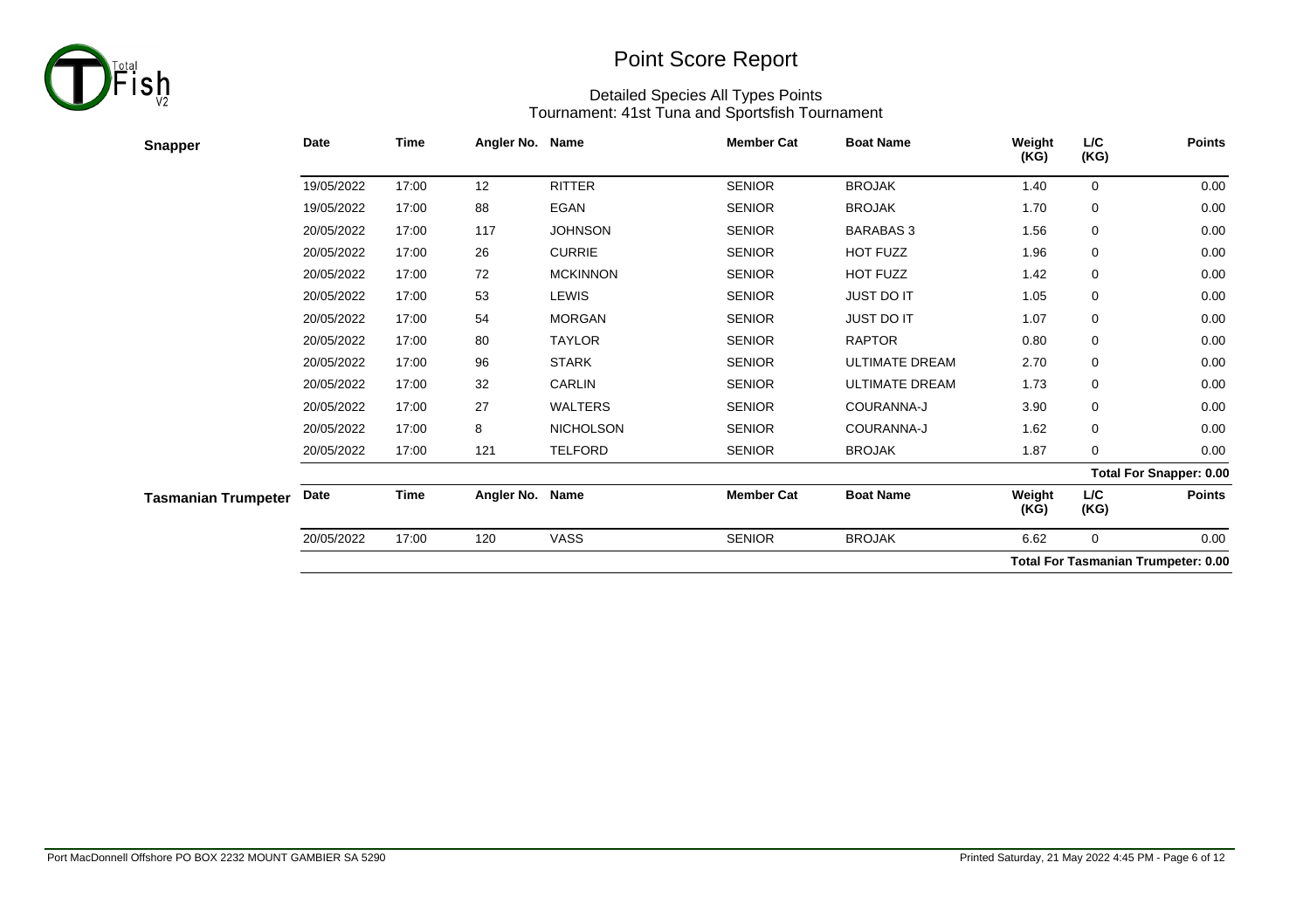# Point Score Report

Detailed Species All Types Points
Tournament: 41st Tuna and Sportsfish Tournament

## Snapper

| Date | Time | Angler No. | Name | Member Cat | Boat Name | Weight (KG) | L/C (KG) | Points |
|---|---|---|---|---|---|---|---|---|
| 19/05/2022 | 17:00 | 12 | RITTER | SENIOR | BROJAK | 1.40 | 0 | 0.00 |
| 19/05/2022 | 17:00 | 88 | EGAN | SENIOR | BROJAK | 1.70 | 0 | 0.00 |
| 20/05/2022 | 17:00 | 117 | JOHNSON | SENIOR | BARABAS 3 | 1.56 | 0 | 0.00 |
| 20/05/2022 | 17:00 | 26 | CURRIE | SENIOR | HOT FUZZ | 1.96 | 0 | 0.00 |
| 20/05/2022 | 17:00 | 72 | MCKINNON | SENIOR | HOT FUZZ | 1.42 | 0 | 0.00 |
| 20/05/2022 | 17:00 | 53 | LEWIS | SENIOR | JUST DO IT | 1.05 | 0 | 0.00 |
| 20/05/2022 | 17:00 | 54 | MORGAN | SENIOR | JUST DO IT | 1.07 | 0 | 0.00 |
| 20/05/2022 | 17:00 | 80 | TAYLOR | SENIOR | RAPTOR | 0.80 | 0 | 0.00 |
| 20/05/2022 | 17:00 | 96 | STARK | SENIOR | ULTIMATE DREAM | 2.70 | 0 | 0.00 |
| 20/05/2022 | 17:00 | 32 | CARLIN | SENIOR | ULTIMATE DREAM | 1.73 | 0 | 0.00 |
| 20/05/2022 | 17:00 | 27 | WALTERS | SENIOR | COURANNA-J | 3.90 | 0 | 0.00 |
| 20/05/2022 | 17:00 | 8 | NICHOLSON | SENIOR | COURANNA-J | 1.62 | 0 | 0.00 |
| 20/05/2022 | 17:00 | 121 | TELFORD | SENIOR | BROJAK | 1.87 | 0 | 0.00 |

**Total For Snapper: 0.00**

## Tasmanian Trumpeter

| Date | Time | Angler No. | Name | Member Cat | Boat Name | Weight (KG) | L/C (KG) | Points |
|---|---|---|---|---|---|---|---|---|
| 20/05/2022 | 17:00 | 120 | VASS | SENIOR | BROJAK | 6.62 | 0 | 0.00 |

**Total For Tasmanian Trumpeter: 0.00**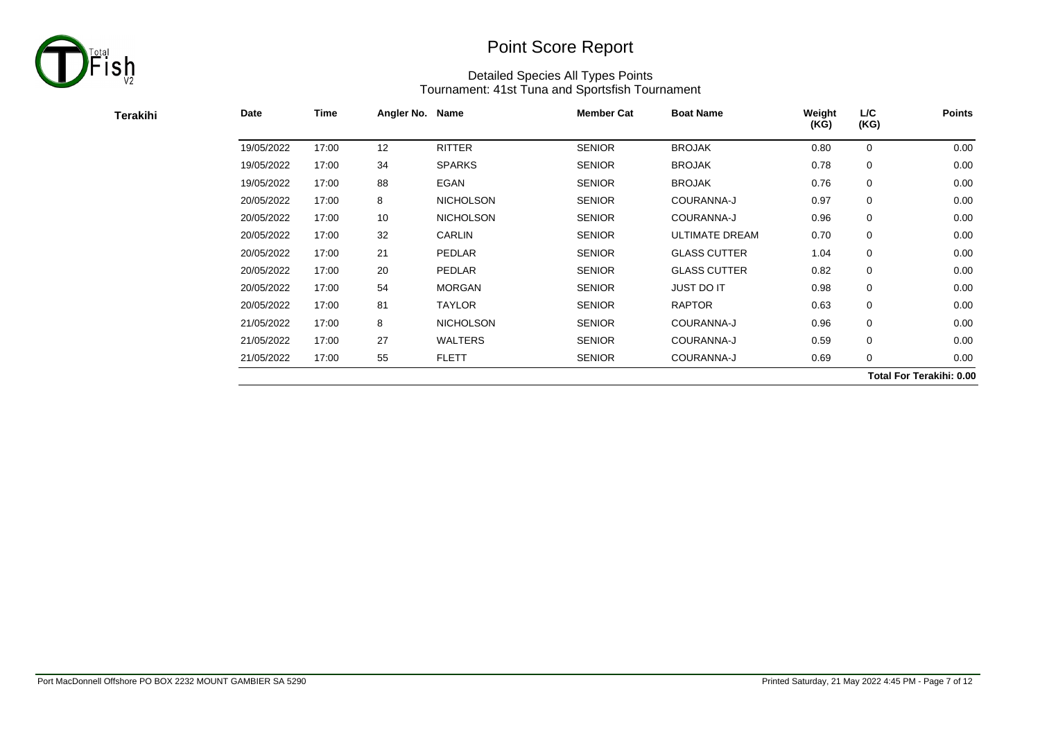# Point Score Report

## Detailed Species All Types Points
### Tournament: 41st Tuna and Sportsfish Tournament

**Terakihi**

| Date | Time | Angler No. | Name | Member Cat | Boat Name | Weight (KG) | L/C (KG) | Points |
|---|---|---|---|---|---|---|---|---|
| 19/05/2022 | 17:00 | 12 | RITTER | SENIOR | BROJAK | 0.80 | 0 | 0.00 |
| 19/05/2022 | 17:00 | 34 | SPARKS | SENIOR | BROJAK | 0.78 | 0 | 0.00 |
| 19/05/2022 | 17:00 | 88 | EGAN | SENIOR | BROJAK | 0.76 | 0 | 0.00 |
| 20/05/2022 | 17:00 | 8 | NICHOLSON | SENIOR | COURANNA-J | 0.97 | 0 | 0.00 |
| 20/05/2022 | 17:00 | 10 | NICHOLSON | SENIOR | COURANNA-J | 0.96 | 0 | 0.00 |
| 20/05/2022 | 17:00 | 32 | CARLIN | SENIOR | ULTIMATE DREAM | 0.70 | 0 | 0.00 |
| 20/05/2022 | 17:00 | 21 | PEDLAR | SENIOR | GLASS CUTTER | 1.04 | 0 | 0.00 |
| 20/05/2022 | 17:00 | 20 | PEDLAR | SENIOR | GLASS CUTTER | 0.82 | 0 | 0.00 |
| 20/05/2022 | 17:00 | 54 | MORGAN | SENIOR | JUST DO IT | 0.98 | 0 | 0.00 |
| 20/05/2022 | 17:00 | 81 | TAYLOR | SENIOR | RAPTOR | 0.63 | 0 | 0.00 |
| 21/05/2022 | 17:00 | 8 | NICHOLSON | SENIOR | COURANNA-J | 0.96 | 0 | 0.00 |
| 21/05/2022 | 17:00 | 27 | WALTERS | SENIOR | COURANNA-J | 0.59 | 0 | 0.00 |
| 21/05/2022 | 17:00 | 55 | FLETT | SENIOR | COURANNA-J | 0.69 | 0 | 0.00 |

**Total For Terakihi: 0.00**

Port MacDonnell Offshore PO BOX 2232 MOUNT GAMBIER SA 5290

Printed Saturday, 21 May 2022 4:45 PM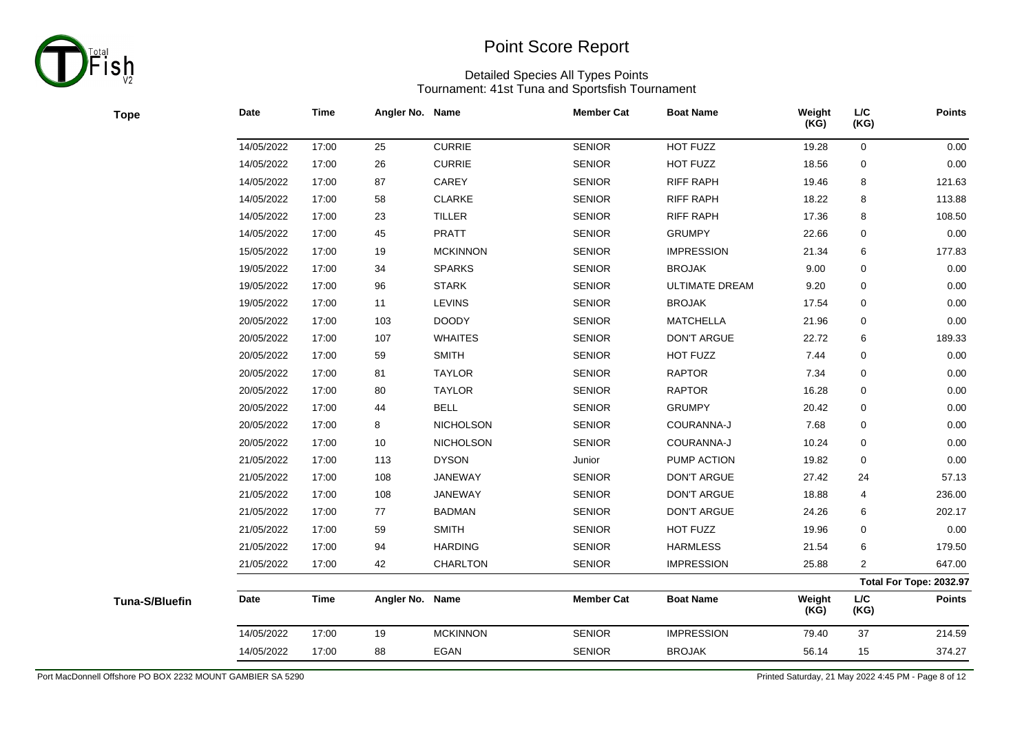# Point Score Report

Detailed Species All Types Points
Tournament: 41st Tuna and Sportsfish Tournament

**Tope**

| Date | Time | Angler No. | Name | Member Cat | Boat Name | Weight (KG) | L/C (KG) | Points |
|---|---|---|---|---|---|---|---|---|
| 14/05/2022 | 17:00 | 25 | CURRIE | SENIOR | HOT FUZZ | 19.28 | 0 | 0.00 |
| 14/05/2022 | 17:00 | 26 | CURRIE | SENIOR | HOT FUZZ | 18.56 | 0 | 0.00 |
| 14/05/2022 | 17:00 | 87 | CAREY | SENIOR | RIFF RAPH | 19.46 | 8 | 121.63 |
| 14/05/2022 | 17:00 | 58 | CLARKE | SENIOR | RIFF RAPH | 18.22 | 8 | 113.88 |
| 14/05/2022 | 17:00 | 23 | TILLER | SENIOR | RIFF RAPH | 17.36 | 8 | 108.50 |
| 14/05/2022 | 17:00 | 45 | PRATT | SENIOR | GRUMPY | 22.66 | 0 | 0.00 |
| 15/05/2022 | 17:00 | 19 | MCKINNON | SENIOR | IMPRESSION | 21.34 | 6 | 177.83 |
| 19/05/2022 | 17:00 | 34 | SPARKS | SENIOR | BROJAK | 9.00 | 0 | 0.00 |
| 19/05/2022 | 17:00 | 96 | STARK | SENIOR | ULTIMATE DREAM | 9.20 | 0 | 0.00 |
| 19/05/2022 | 17:00 | 11 | LEVINS | SENIOR | BROJAK | 17.54 | 0 | 0.00 |
| 20/05/2022 | 17:00 | 103 | DOODY | SENIOR | MATCHELLA | 21.96 | 0 | 0.00 |
| 20/05/2022 | 17:00 | 107 | WHAITES | SENIOR | DON'T ARGUE | 22.72 | 6 | 189.33 |
| 20/05/2022 | 17:00 | 59 | SMITH | SENIOR | HOT FUZZ | 7.44 | 0 | 0.00 |
| 20/05/2022 | 17:00 | 81 | TAYLOR | SENIOR | RAPTOR | 7.34 | 0 | 0.00 |
| 20/05/2022 | 17:00 | 80 | TAYLOR | SENIOR | RAPTOR | 16.28 | 0 | 0.00 |
| 20/05/2022 | 17:00 | 44 | BELL | SENIOR | GRUMPY | 20.42 | 0 | 0.00 |
| 20/05/2022 | 17:00 | 8 | NICHOLSON | SENIOR | COURANNA-J | 7.68 | 0 | 0.00 |
| 20/05/2022 | 17:00 | 10 | NICHOLSON | SENIOR | COURANNA-J | 10.24 | 0 | 0.00 |
| 21/05/2022 | 17:00 | 113 | DYSON | Junior | PUMP ACTION | 19.82 | 0 | 0.00 |
| 21/05/2022 | 17:00 | 108 | JANEWAY | SENIOR | DON'T ARGUE | 27.42 | 24 | 57.13 |
| 21/05/2022 | 17:00 | 108 | JANEWAY | SENIOR | DON'T ARGUE | 18.88 | 4 | 236.00 |
| 21/05/2022 | 17:00 | 77 | BADMAN | SENIOR | DON'T ARGUE | 24.26 | 6 | 202.17 |
| 21/05/2022 | 17:00 | 59 | SMITH | SENIOR | HOT FUZZ | 19.96 | 0 | 0.00 |
| 21/05/2022 | 17:00 | 94 | HARDING | SENIOR | HARMLESS | 21.54 | 6 | 179.50 |
| 21/05/2022 | 17:00 | 42 | CHARLTON | SENIOR | IMPRESSION | 25.88 | 2 | 647.00 |

**Total For Tope: 2032.97**

**Tuna-S/Bluefin**

| Date | Time | Angler No. | Name | Member Cat | Boat Name | Weight (KG) | L/C (KG) | Points |
|---|---|---|---|---|---|---|---|---|
| 14/05/2022 | 17:00 | 19 | MCKINNON | SENIOR | IMPRESSION | 79.40 | 37 | 214.59 |
| 14/05/2022 | 17:00 | 88 | EGAN | SENIOR | BROJAK | 56.14 | 15 | 374.27 |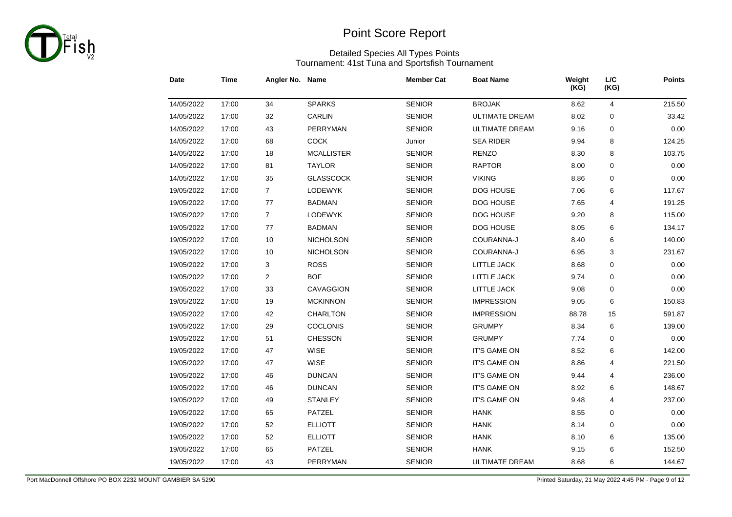# Point Score Report

## Detailed Species All Types Points

### Tournament: 41st Tuna and Sportsfish Tournament

| Date | Time | Angler No. | Name | Member Cat | Boat Name | Weight (KG) | L/C (KG) | Points |
|---|---|---|---|---|---|---|---|---|
| 14/05/2022 | 17:00 | 34 | SPARKS | SENIOR | BROJAK | 8.62 | 4 | 215.50 |
| 14/05/2022 | 17:00 | 32 | CARLIN | SENIOR | ULTIMATE DREAM | 8.02 | 0 | 33.42 |
| 14/05/2022 | 17:00 | 43 | PERRYMAN | SENIOR | ULTIMATE DREAM | 9.16 | 0 | 0.00 |
| 14/05/2022 | 17:00 | 68 | COCK | Junior | SEA RIDER | 9.94 | 8 | 124.25 |
| 14/05/2022 | 17:00 | 18 | MCALLISTER | SENIOR | RENZO | 8.30 | 8 | 103.75 |
| 14/05/2022 | 17:00 | 81 | TAYLOR | SENIOR | RAPTOR | 8.00 | 0 | 0.00 |
| 14/05/2022 | 17:00 | 35 | GLASSCOCK | SENIOR | VIKING | 8.86 | 0 | 0.00 |
| 19/05/2022 | 17:00 | 7 | LODEWYK | SENIOR | DOG HOUSE | 7.06 | 6 | 117.67 |
| 19/05/2022 | 17:00 | 77 | BADMAN | SENIOR | DOG HOUSE | 7.65 | 4 | 191.25 |
| 19/05/2022 | 17:00 | 7 | LODEWYK | SENIOR | DOG HOUSE | 9.20 | 8 | 115.00 |
| 19/05/2022 | 17:00 | 77 | BADMAN | SENIOR | DOG HOUSE | 8.05 | 6 | 134.17 |
| 19/05/2022 | 17:00 | 10 | NICHOLSON | SENIOR | COURANNA-J | 8.40 | 6 | 140.00 |
| 19/05/2022 | 17:00 | 10 | NICHOLSON | SENIOR | COURANNA-J | 6.95 | 3 | 231.67 |
| 19/05/2022 | 17:00 | 3 | ROSS | SENIOR | LITTLE JACK | 8.68 | 0 | 0.00 |
| 19/05/2022 | 17:00 | 2 | BOF | SENIOR | LITTLE JACK | 9.74 | 0 | 0.00 |
| 19/05/2022 | 17:00 | 33 | CAVAGGION | SENIOR | LITTLE JACK | 9.08 | 0 | 0.00 |
| 19/05/2022 | 17:00 | 19 | MCKINNON | SENIOR | IMPRESSION | 9.05 | 6 | 150.83 |
| 19/05/2022 | 17:00 | 42 | CHARLTON | SENIOR | IMPRESSION | 88.78 | 15 | 591.87 |
| 19/05/2022 | 17:00 | 29 | COCLONIS | SENIOR | GRUMPY | 8.34 | 6 | 139.00 |
| 19/05/2022 | 17:00 | 51 | CHESSON | SENIOR | GRUMPY | 7.74 | 0 | 0.00 |
| 19/05/2022 | 17:00 | 47 | WISE | SENIOR | IT'S GAME ON | 8.52 | 6 | 142.00 |
| 19/05/2022 | 17:00 | 47 | WISE | SENIOR | IT'S GAME ON | 8.86 | 4 | 221.50 |
| 19/05/2022 | 17:00 | 46 | DUNCAN | SENIOR | IT'S GAME ON | 9.44 | 4 | 236.00 |
| 19/05/2022 | 17:00 | 46 | DUNCAN | SENIOR | IT'S GAME ON | 8.92 | 6 | 148.67 |
| 19/05/2022 | 17:00 | 49 | STANLEY | SENIOR | IT'S GAME ON | 9.48 | 4 | 237.00 |
| 19/05/2022 | 17:00 | 65 | PATZEL | SENIOR | HANK | 8.55 | 0 | 0.00 |
| 19/05/2022 | 17:00 | 52 | ELLIOTT | SENIOR | HANK | 8.14 | 0 | 0.00 |
| 19/05/2022 | 17:00 | 52 | ELLIOTT | SENIOR | HANK | 8.10 | 6 | 135.00 |
| 19/05/2022 | 17:00 | 65 | PATZEL | SENIOR | HANK | 9.15 | 6 | 152.50 |
| 19/05/2022 | 17:00 | 43 | PERRYMAN | SENIOR | ULTIMATE DREAM | 8.68 | 6 | 144.67 |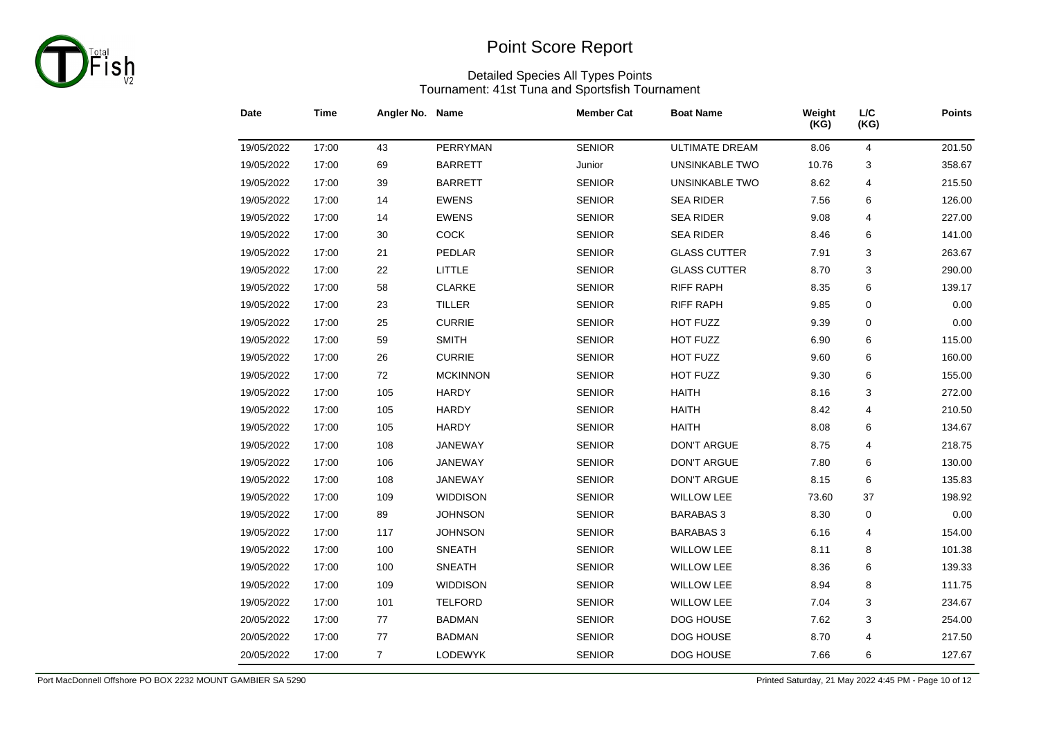# Point Score Report

Detailed Species All Types Points
Tournament: 41st Tuna and Sportsfish Tournament

| Date | Time | Angler No. | Name | Member Cat | Boat Name | Weight (KG) | L/C (KG) | Points |
|---|---|---|---|---|---|---|---|---|
| 19/05/2022 | 17:00 | 43 | PERRYMAN | SENIOR | ULTIMATE DREAM | 8.06 | 4 | 201.50 |
| 19/05/2022 | 17:00 | 69 | BARRETT | Junior | UNSINKABLE TWO | 10.76 | 3 | 358.67 |
| 19/05/2022 | 17:00 | 39 | BARRETT | SENIOR | UNSINKABLE TWO | 8.62 | 4 | 215.50 |
| 19/05/2022 | 17:00 | 14 | EWENS | SENIOR | SEA RIDER | 7.56 | 6 | 126.00 |
| 19/05/2022 | 17:00 | 14 | EWENS | SENIOR | SEA RIDER | 9.08 | 4 | 227.00 |
| 19/05/2022 | 17:00 | 30 | COCK | SENIOR | SEA RIDER | 8.46 | 6 | 141.00 |
| 19/05/2022 | 17:00 | 21 | PEDLAR | SENIOR | GLASS CUTTER | 7.91 | 3 | 263.67 |
| 19/05/2022 | 17:00 | 22 | LITTLE | SENIOR | GLASS CUTTER | 8.70 | 3 | 290.00 |
| 19/05/2022 | 17:00 | 58 | CLARKE | SENIOR | RIFF RAPH | 8.35 | 6 | 139.17 |
| 19/05/2022 | 17:00 | 23 | TILLER | SENIOR | RIFF RAPH | 9.85 | 0 | 0.00 |
| 19/05/2022 | 17:00 | 25 | CURRIE | SENIOR | HOT FUZZ | 9.39 | 0 | 0.00 |
| 19/05/2022 | 17:00 | 59 | SMITH | SENIOR | HOT FUZZ | 6.90 | 6 | 115.00 |
| 19/05/2022 | 17:00 | 26 | CURRIE | SENIOR | HOT FUZZ | 9.60 | 6 | 160.00 |
| 19/05/2022 | 17:00 | 72 | MCKINNON | SENIOR | HOT FUZZ | 9.30 | 6 | 155.00 |
| 19/05/2022 | 17:00 | 105 | HARDY | SENIOR | HAITH | 8.16 | 3 | 272.00 |
| 19/05/2022 | 17:00 | 105 | HARDY | SENIOR | HAITH | 8.42 | 4 | 210.50 |
| 19/05/2022 | 17:00 | 105 | HARDY | SENIOR | HAITH | 8.08 | 6 | 134.67 |
| 19/05/2022 | 17:00 | 108 | JANEWAY | SENIOR | DON'T ARGUE | 8.75 | 4 | 218.75 |
| 19/05/2022 | 17:00 | 106 | JANEWAY | SENIOR | DON'T ARGUE | 7.80 | 6 | 130.00 |
| 19/05/2022 | 17:00 | 108 | JANEWAY | SENIOR | DON'T ARGUE | 8.15 | 6 | 135.83 |
| 19/05/2022 | 17:00 | 109 | WIDDISON | SENIOR | WILLOW LEE | 73.60 | 37 | 198.92 |
| 19/05/2022 | 17:00 | 89 | JOHNSON | SENIOR | BARABAS 3 | 8.30 | 0 | 0.00 |
| 19/05/2022 | 17:00 | 117 | JOHNSON | SENIOR | BARABAS 3 | 6.16 | 4 | 154.00 |
| 19/05/2022 | 17:00 | 100 | SNEATH | SENIOR | WILLOW LEE | 8.11 | 8 | 101.38 |
| 19/05/2022 | 17:00 | 100 | SNEATH | SENIOR | WILLOW LEE | 8.36 | 6 | 139.33 |
| 19/05/2022 | 17:00 | 109 | WIDDISON | SENIOR | WILLOW LEE | 8.94 | 8 | 111.75 |
| 19/05/2022 | 17:00 | 101 | TELFORD | SENIOR | WILLOW LEE | 7.04 | 3 | 234.67 |
| 20/05/2022 | 17:00 | 77 | BADMAN | SENIOR | DOG HOUSE | 7.62 | 3 | 254.00 |
| 20/05/2022 | 17:00 | 77 | BADMAN | SENIOR | DOG HOUSE | 8.70 | 4 | 217.50 |
| 20/05/2022 | 17:00 | 7 | LODEWYK | SENIOR | DOG HOUSE | 7.66 | 6 | 127.67 |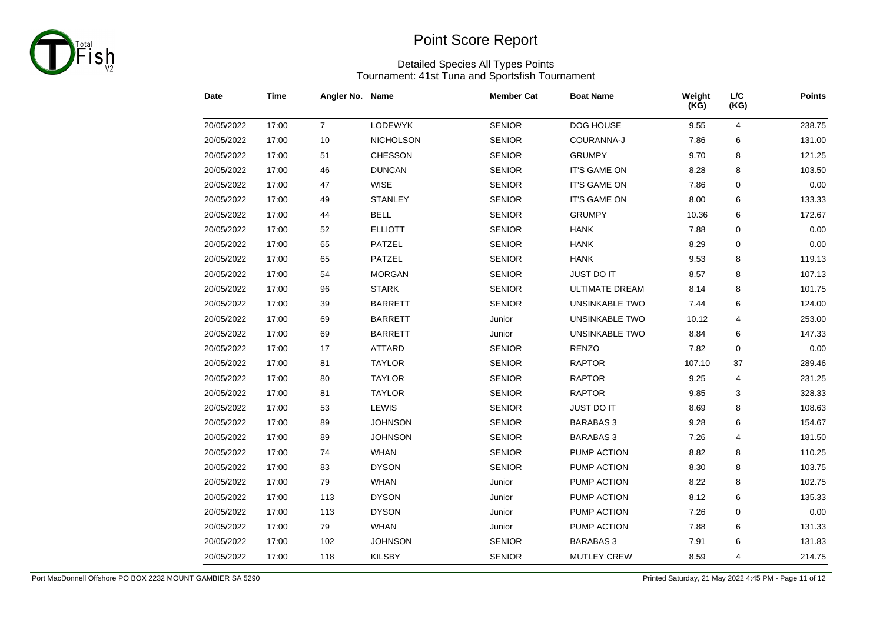# Point Score Report

## Detailed Species All Types Points

### Tournament: 41st Tuna and Sportsfish Tournament

| Date | Time | Angler No. | Name | Member Cat | Boat Name | Weight (KG) | L/C (KG) | Points |
|---|---|---|---|---|---|---|---|---|
| 20/05/2022 | 17:00 | 7 | LODEWYK | SENIOR | DOG HOUSE | 9.55 | 4 | 238.75 |
| 20/05/2022 | 17:00 | 10 | NICHOLSON | SENIOR | COURANNA-J | 7.86 | 6 | 131.00 |
| 20/05/2022 | 17:00 | 51 | CHESSON | SENIOR | GRUMPY | 9.70 | 8 | 121.25 |
| 20/05/2022 | 17:00 | 46 | DUNCAN | SENIOR | IT'S GAME ON | 8.28 | 8 | 103.50 |
| 20/05/2022 | 17:00 | 47 | WISE | SENIOR | IT'S GAME ON | 7.86 | 0 | 0.00 |
| 20/05/2022 | 17:00 | 49 | STANLEY | SENIOR | IT'S GAME ON | 8.00 | 6 | 133.33 |
| 20/05/2022 | 17:00 | 44 | BELL | SENIOR | GRUMPY | 10.36 | 6 | 172.67 |
| 20/05/2022 | 17:00 | 52 | ELLIOTT | SENIOR | HANK | 7.88 | 0 | 0.00 |
| 20/05/2022 | 17:00 | 65 | PATZEL | SENIOR | HANK | 8.29 | 0 | 0.00 |
| 20/05/2022 | 17:00 | 65 | PATZEL | SENIOR | HANK | 9.53 | 8 | 119.13 |
| 20/05/2022 | 17:00 | 54 | MORGAN | SENIOR | JUST DO IT | 8.57 | 8 | 107.13 |
| 20/05/2022 | 17:00 | 96 | STARK | SENIOR | ULTIMATE DREAM | 8.14 | 8 | 101.75 |
| 20/05/2022 | 17:00 | 39 | BARRETT | SENIOR | UNSINKABLE TWO | 7.44 | 6 | 124.00 |
| 20/05/2022 | 17:00 | 69 | BARRETT | Junior | UNSINKABLE TWO | 10.12 | 4 | 253.00 |
| 20/05/2022 | 17:00 | 69 | BARRETT | Junior | UNSINKABLE TWO | 8.84 | 6 | 147.33 |
| 20/05/2022 | 17:00 | 17 | ATTARD | SENIOR | RENZO | 7.82 | 0 | 0.00 |
| 20/05/2022 | 17:00 | 81 | TAYLOR | SENIOR | RAPTOR | 107.10 | 37 | 289.46 |
| 20/05/2022 | 17:00 | 80 | TAYLOR | SENIOR | RAPTOR | 9.25 | 4 | 231.25 |
| 20/05/2022 | 17:00 | 81 | TAYLOR | SENIOR | RAPTOR | 9.85 | 3 | 328.33 |
| 20/05/2022 | 17:00 | 53 | LEWIS | SENIOR | JUST DO IT | 8.69 | 8 | 108.63 |
| 20/05/2022 | 17:00 | 89 | JOHNSON | SENIOR | BARABAS 3 | 9.28 | 6 | 154.67 |
| 20/05/2022 | 17:00 | 89 | JOHNSON | SENIOR | BARABAS 3 | 7.26 | 4 | 181.50 |
| 20/05/2022 | 17:00 | 74 | WHAN | SENIOR | PUMP ACTION | 8.82 | 8 | 110.25 |
| 20/05/2022 | 17:00 | 83 | DYSON | SENIOR | PUMP ACTION | 8.30 | 8 | 103.75 |
| 20/05/2022 | 17:00 | 79 | WHAN | Junior | PUMP ACTION | 8.22 | 8 | 102.75 |
| 20/05/2022 | 17:00 | 113 | DYSON | Junior | PUMP ACTION | 8.12 | 6 | 135.33 |
| 20/05/2022 | 17:00 | 113 | DYSON | Junior | PUMP ACTION | 7.26 | 0 | 0.00 |
| 20/05/2022 | 17:00 | 79 | WHAN | Junior | PUMP ACTION | 7.88 | 6 | 131.33 |
| 20/05/2022 | 17:00 | 102 | JOHNSON | SENIOR | BARABAS 3 | 7.91 | 6 | 131.83 |
| 20/05/2022 | 17:00 | 118 | KILSBY | SENIOR | MUTLEY CREW | 8.59 | 4 | 214.75 |

Port MacDonnell Offshore PO BOX 2232 MOUNT GAMBIER SA 5290

Printed Saturday, 21 May 2022 4:45 PM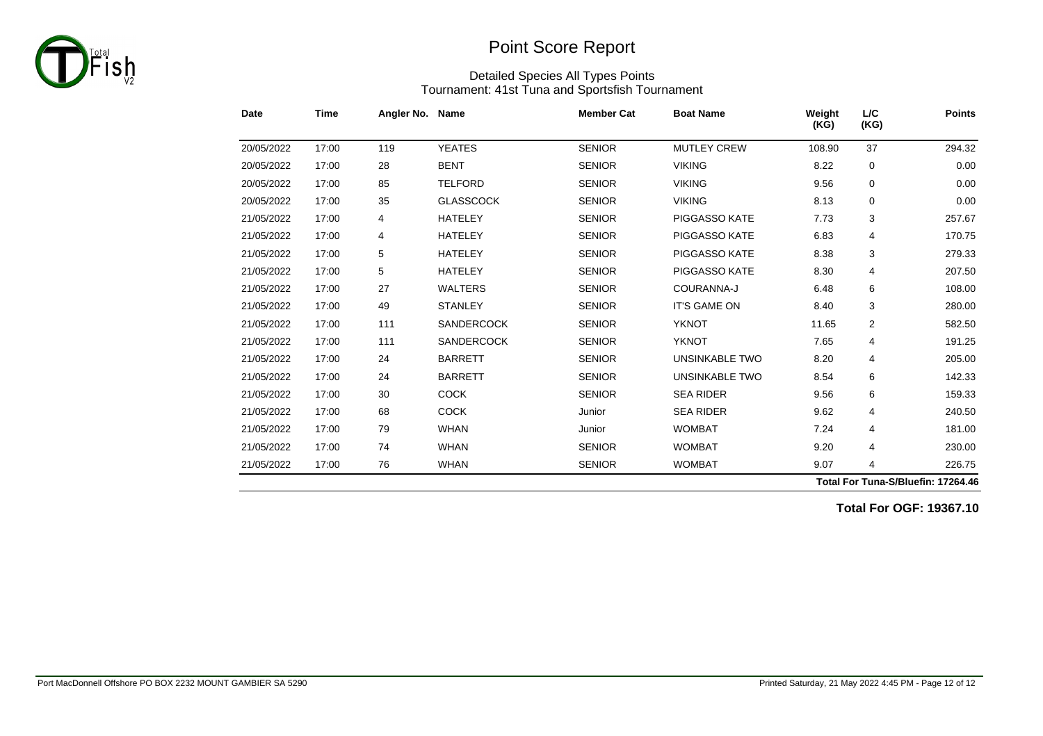# Point Score Report

## Detailed Species All Types Points
### Tournament: 41st Tuna and Sportsfish Tournament

| Date | Time | Angler No. | Name | Member Cat | Boat Name | Weight (KG) | L/C (KG) | Points |
|---|---|---|---|---|---|---|---|---|
| 20/05/2022 | 17:00 | 119 | YEATES | SENIOR | MUTLEY CREW | 108.90 | 37 | 294.32 |
| 20/05/2022 | 17:00 | 28 | BENT | SENIOR | VIKING | 8.22 | 0 | 0.00 |
| 20/05/2022 | 17:00 | 85 | TELFORD | SENIOR | VIKING | 9.56 | 0 | 0.00 |
| 20/05/2022 | 17:00 | 35 | GLASSCOCK | SENIOR | VIKING | 8.13 | 0 | 0.00 |
| 21/05/2022 | 17:00 | 4 | HATELEY | SENIOR | PIGGASSO KATE | 7.73 | 3 | 257.67 |
| 21/05/2022 | 17:00 | 4 | HATELEY | SENIOR | PIGGASSO KATE | 6.83 | 4 | 170.75 |
| 21/05/2022 | 17:00 | 5 | HATELEY | SENIOR | PIGGASSO KATE | 8.38 | 3 | 279.33 |
| 21/05/2022 | 17:00 | 5 | HATELEY | SENIOR | PIGGASSO KATE | 8.30 | 4 | 207.50 |
| 21/05/2022 | 17:00 | 27 | WALTERS | SENIOR | COURANNA-J | 6.48 | 6 | 108.00 |
| 21/05/2022 | 17:00 | 49 | STANLEY | SENIOR | IT'S GAME ON | 8.40 | 3 | 280.00 |
| 21/05/2022 | 17:00 | 111 | SANDERCOCK | SENIOR | YKNOT | 11.65 | 2 | 582.50 |
| 21/05/2022 | 17:00 | 111 | SANDERCOCK | SENIOR | YKNOT | 7.65 | 4 | 191.25 |
| 21/05/2022 | 17:00 | 24 | BARRETT | SENIOR | UNSINKABLE TWO | 8.20 | 4 | 205.00 |
| 21/05/2022 | 17:00 | 24 | BARRETT | SENIOR | UNSINKABLE TWO | 8.54 | 6 | 142.33 |
| 21/05/2022 | 17:00 | 30 | COCK | SENIOR | SEA RIDER | 9.56 | 6 | 159.33 |
| 21/05/2022 | 17:00 | 68 | COCK | Junior | SEA RIDER | 9.62 | 4 | 240.50 |
| 21/05/2022 | 17:00 | 79 | WHAN | Junior | WOMBAT | 7.24 | 4 | 181.00 |
| 21/05/2022 | 17:00 | 74 | WHAN | SENIOR | WOMBAT | 9.20 | 4 | 230.00 |
| 21/05/2022 | 17:00 | 76 | WHAN | SENIOR | WOMBAT | 9.07 | 4 | 226.75 |

**Total For Tuna-S/Bluefin: 17264.46**

**Total For OGF: 19367.10**

Port MacDonnell Offshore PO BOX 2232 MOUNT GAMBIER SA 5290

Printed Saturday, 21 May 2022 4:45 PM